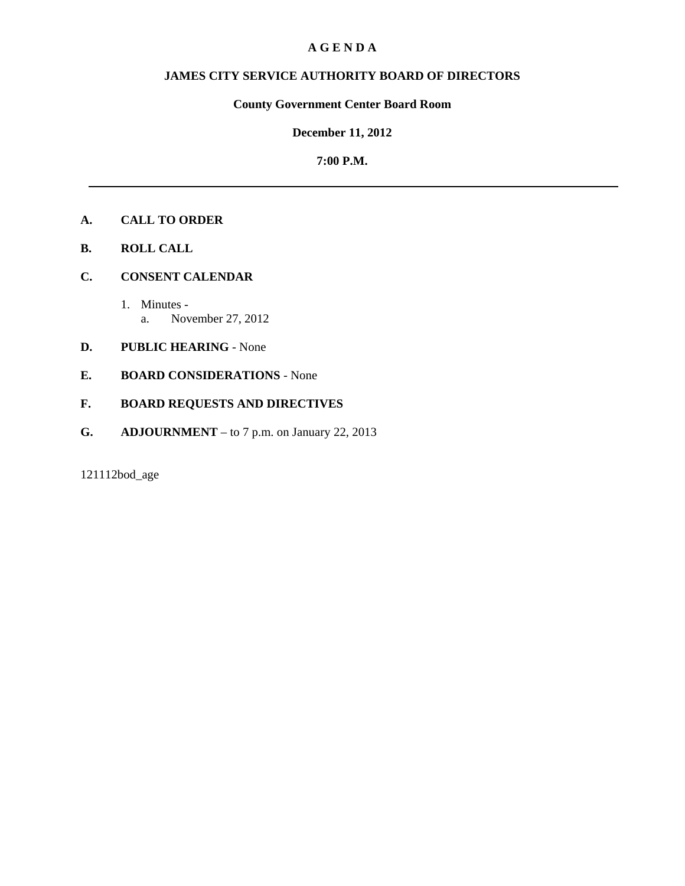# A G E N D A

## JAMES CITY SERVICE AUTHORITY BOARD OF DIRECTORS

### County Government Center Board Room

### December 11, 2012

### 7:00 P.M.

---

**A. CALL TO ORDER**

**B. ROLL CALL**

**C. CONSENT CALENDAR**

1. Minutes -
   a. November 27, 2012

**D. PUBLIC HEARING** - None

**E. BOARD CONSIDERATIONS** - None

**F. BOARD REQUESTS AND DIRECTIVES**

**G. ADJOURNMENT** – to 7 p.m. on January 22, 2013

121112bod_age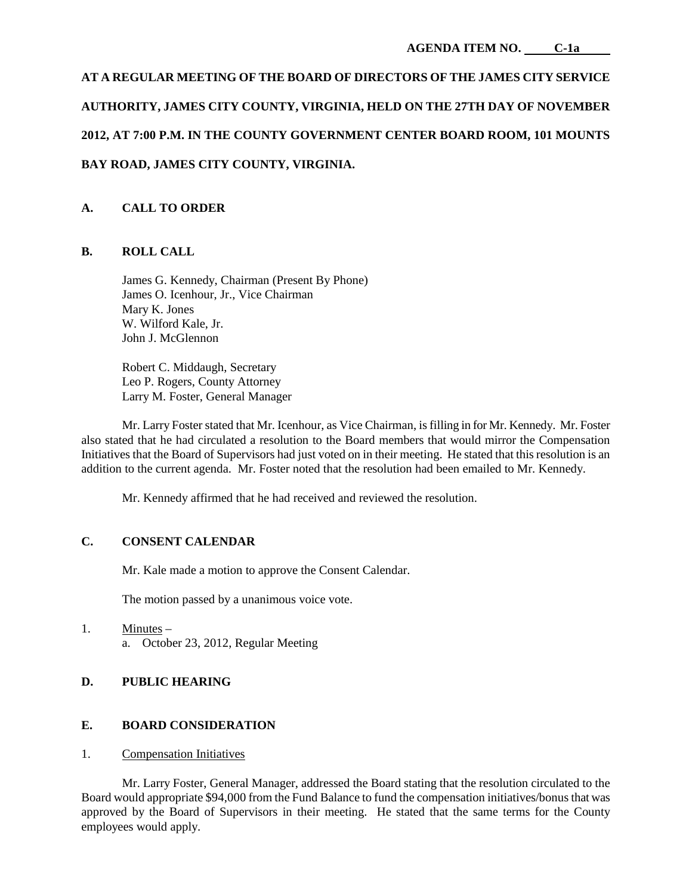AGENDA ITEM NO. C-1a

**AT A REGULAR MEETING OF THE BOARD OF DIRECTORS OF THE JAMES CITY SERVICE AUTHORITY, JAMES CITY COUNTY, VIRGINIA, HELD ON THE 27TH DAY OF NOVEMBER 2012, AT 7:00 P.M. IN THE COUNTY GOVERNMENT CENTER BOARD ROOM, 101 MOUNTS BAY ROAD, JAMES CITY COUNTY, VIRGINIA.**

## A. CALL TO ORDER

## B. ROLL CALL

James G. Kennedy, Chairman (Present By Phone)
James O. Icenhour, Jr., Vice Chairman
Mary K. Jones
W. Wilford Kale, Jr.
John J. McGlennon

Robert C. Middaugh, Secretary
Leo P. Rogers, County Attorney
Larry M. Foster, General Manager

Mr. Larry Foster stated that Mr. Icenhour, as Vice Chairman, is filling in for Mr. Kennedy. Mr. Foster also stated that he had circulated a resolution to the Board members that would mirror the Compensation Initiatives that the Board of Supervisors had just voted on in their meeting. He stated that this resolution is an addition to the current agenda. Mr. Foster noted that the resolution had been emailed to Mr. Kennedy.

Mr. Kennedy affirmed that he had received and reviewed the resolution.

## C. CONSENT CALENDAR

Mr. Kale made a motion to approve the Consent Calendar.

The motion passed by a unanimous voice vote.

1. Minutes –
   a. October 23, 2012, Regular Meeting

## D. PUBLIC HEARING

## E. BOARD CONSIDERATION

1. Compensation Initiatives

Mr. Larry Foster, General Manager, addressed the Board stating that the resolution circulated to the Board would appropriate $94,000 from the Fund Balance to fund the compensation initiatives/bonus that was approved by the Board of Supervisors in their meeting. He stated that the same terms for the County employees would apply.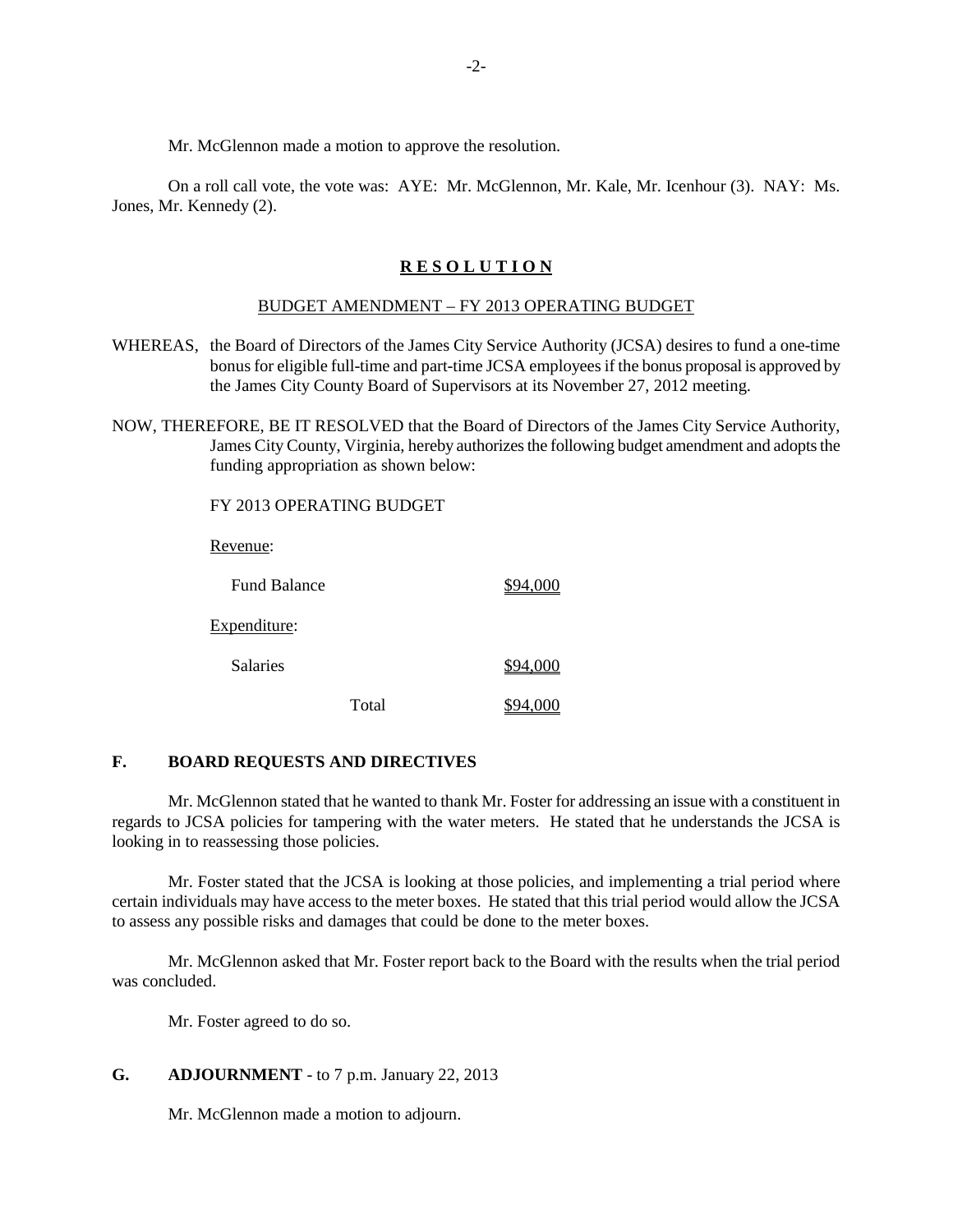Mr. McGlennon made a motion to approve the resolution.

On a roll call vote, the vote was: AYE: Mr. McGlennon, Mr. Kale, Mr. Icenhour (3). NAY: Ms. Jones, Mr. Kennedy (2).

**R E S O L U T I O N**

BUDGET AMENDMENT – FY 2013 OPERATING BUDGET

WHEREAS, the Board of Directors of the James City Service Authority (JCSA) desires to fund a one-time bonus for eligible full-time and part-time JCSA employees if the bonus proposal is approved by the James City County Board of Supervisors at its November 27, 2012 meeting.

NOW, THEREFORE, BE IT RESOLVED that the Board of Directors of the James City Service Authority, James City County, Virginia, hereby authorizes the following budget amendment and adopts the funding appropriation as shown below:

FY 2013 OPERATING BUDGET

Revenue:

| | |
|---|---|
| Fund Balance | $94,000 |

Expenditure:

| | |
|---|---|
| Salaries | $94,000 |
| Total | $94,000 |

## F. BOARD REQUESTS AND DIRECTIVES

Mr. McGlennon stated that he wanted to thank Mr. Foster for addressing an issue with a constituent in regards to JCSA policies for tampering with the water meters. He stated that he understands the JCSA is looking in to reassessing those policies.

Mr. Foster stated that the JCSA is looking at those policies, and implementing a trial period where certain individuals may have access to the meter boxes. He stated that this trial period would allow the JCSA to assess any possible risks and damages that could be done to the meter boxes.

Mr. McGlennon asked that Mr. Foster report back to the Board with the results when the trial period was concluded.

Mr. Foster agreed to do so.

## G. ADJOURNMENT - to 7 p.m. January 22, 2013

Mr. McGlennon made a motion to adjourn.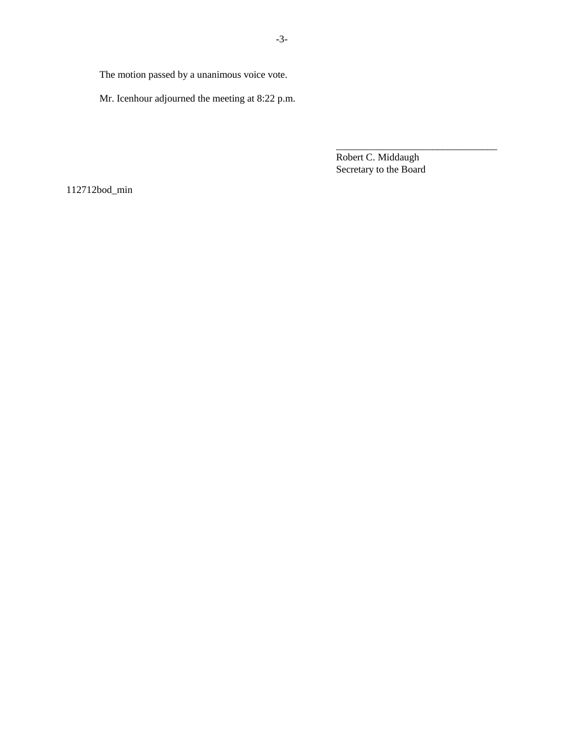The motion passed by a unanimous voice vote.

Mr. Icenhour adjourned the meeting at 8:22 p.m.

________________________________
Robert C. Middaugh
Secretary to the Board

112712bod_min